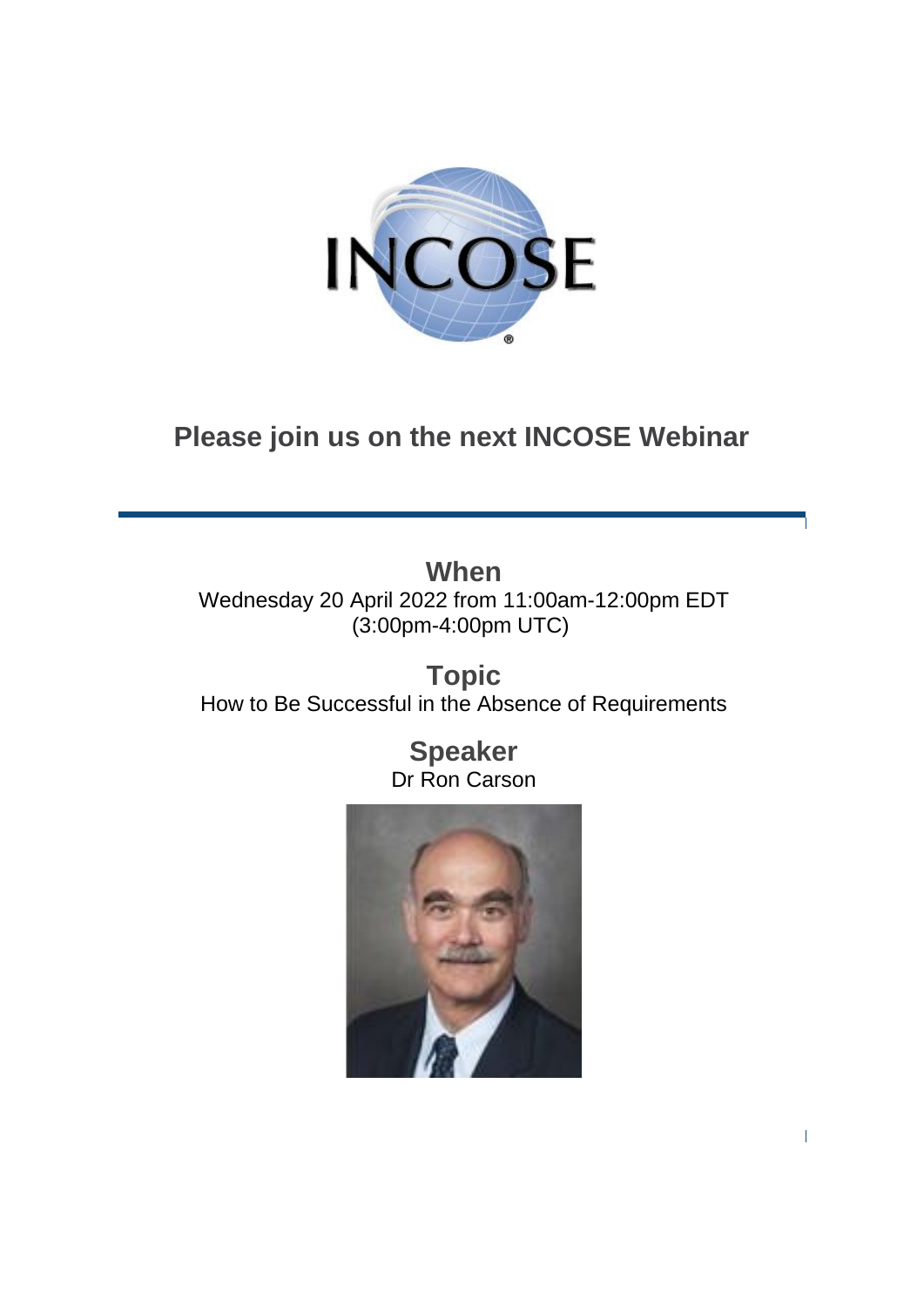INCOSE

## Please join us on the next INCOSE Webinar

---

### When

Wednesday 20 April 2022 from 11:00am-12:00pm EDT
(3:00pm-4:00pm UTC)

### Topic

How to Be Successful in the Absence of Requirements

### Speaker

Dr Ron Carson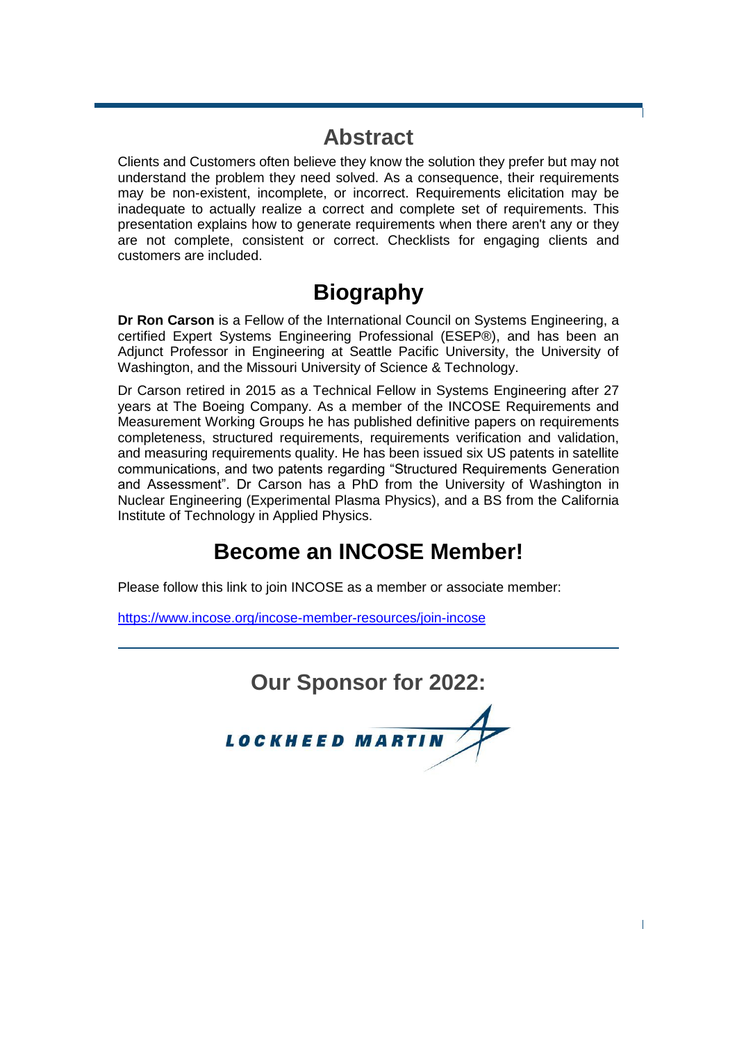## Abstract

Clients and Customers often believe they know the solution they prefer but may not understand the problem they need solved. As a consequence, their requirements may be non-existent, incomplete, or incorrect. Requirements elicitation may be inadequate to actually realize a correct and complete set of requirements. This presentation explains how to generate requirements when there aren't any or they are not complete, consistent or correct. Checklists for engaging clients and customers are included.

## Biography

**Dr Ron Carson** is a Fellow of the International Council on Systems Engineering, a certified Expert Systems Engineering Professional (ESEP®), and has been an Adjunct Professor in Engineering at Seattle Pacific University, the University of Washington, and the Missouri University of Science & Technology.

Dr Carson retired in 2015 as a Technical Fellow in Systems Engineering after 27 years at The Boeing Company. As a member of the INCOSE Requirements and Measurement Working Groups he has published definitive papers on requirements completeness, structured requirements, requirements verification and validation, and measuring requirements quality. He has been issued six US patents in satellite communications, and two patents regarding "Structured Requirements Generation and Assessment". Dr Carson has a PhD from the University of Washington in Nuclear Engineering (Experimental Plasma Physics), and a BS from the California Institute of Technology in Applied Physics.

## Become an INCOSE Member!

Please follow this link to join INCOSE as a member or associate member:

https://www.incose.org/incose-member-resources/join-incose

## Our Sponsor for 2022:

LOCKHEED MARTIN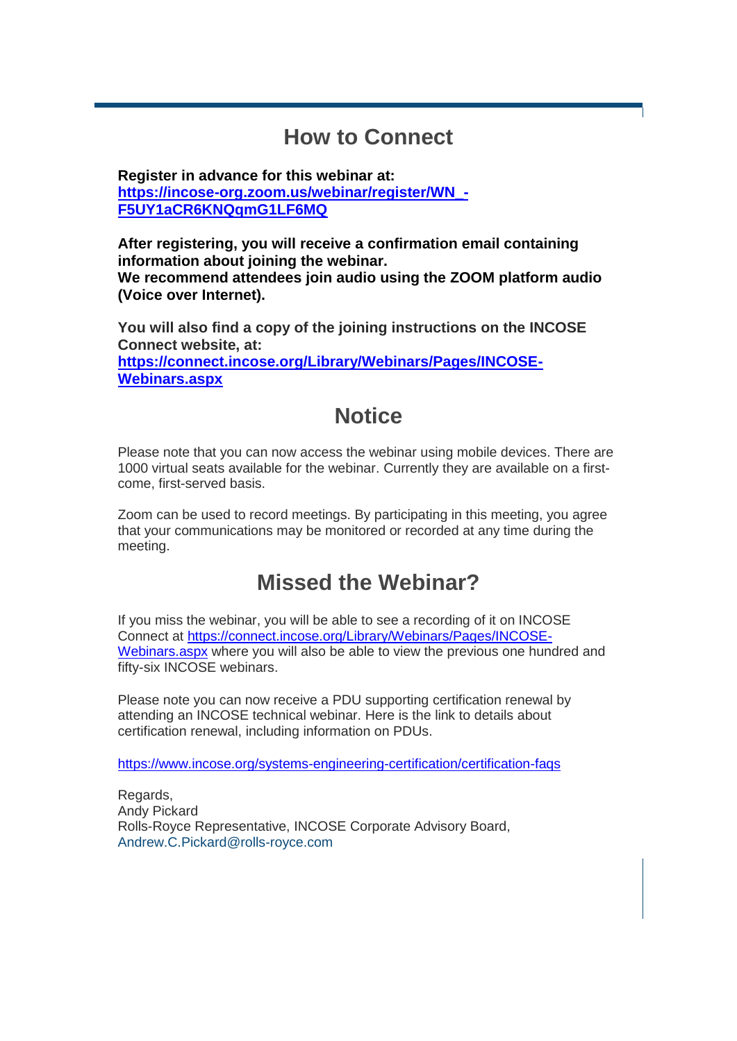## How to Connect

**Register in advance for this webinar at:**
**[https://incose-org.zoom.us/webinar/register/WN_-F5UY1aCR6KNQqmG1LF6MQ](https://incose-org.zoom.us/webinar/register/WN_-F5UY1aCR6KNQqmG1LF6MQ)**

**After registering, you will receive a confirmation email containing information about joining the webinar.**
**We recommend attendees join audio using the ZOOM platform audio (Voice over Internet).**

**You will also find a copy of the joining instructions on the INCOSE Connect website, at:**
**[https://connect.incose.org/Library/Webinars/Pages/INCOSE-Webinars.aspx](https://connect.incose.org/Library/Webinars/Pages/INCOSE-Webinars.aspx)**

## Notice

Please note that you can now access the webinar using mobile devices. There are 1000 virtual seats available for the webinar. Currently they are available on a first-come, first-served basis.

Zoom can be used to record meetings. By participating in this meeting, you agree that your communications may be monitored or recorded at any time during the meeting.

## Missed the Webinar?

If you miss the webinar, you will be able to see a recording of it on INCOSE Connect at [https://connect.incose.org/Library/Webinars/Pages/INCOSE-Webinars.aspx](https://connect.incose.org/Library/Webinars/Pages/INCOSE-Webinars.aspx) where you will also be able to view the previous one hundred and fifty-six INCOSE webinars.

Please note you can now receive a PDU supporting certification renewal by attending an INCOSE technical webinar. Here is the link to details about certification renewal, including information on PDUs.

[https://www.incose.org/systems-engineering-certification/certification-faqs](https://www.incose.org/systems-engineering-certification/certification-faqs)

Regards,
Andy Pickard
Rolls-Royce Representative, INCOSE Corporate Advisory Board,
Andrew.C.Pickard@rolls-royce.com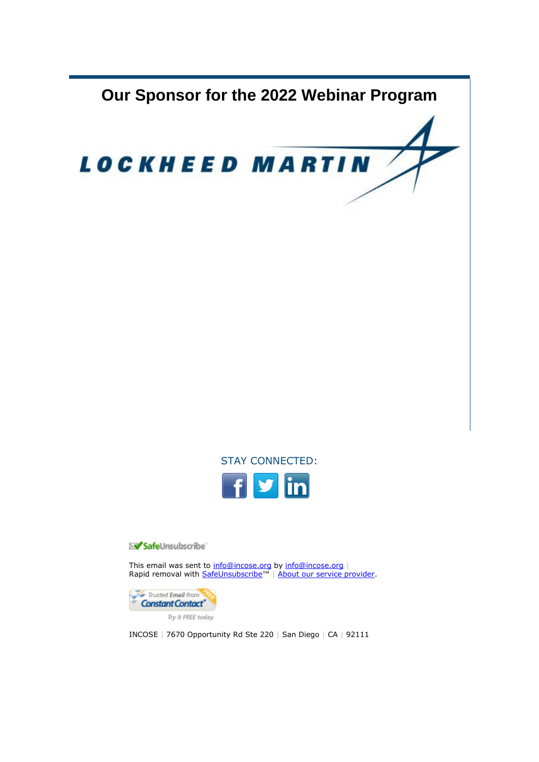## Our Sponsor for the 2022 Webinar Program

LOCKHEED MARTIN

STAY CONNECTED:

SafeUnsubscribe

This email was sent to info@incose.org by info@incose.org | Rapid removal with SafeUnsubscribe™ | About our service provider.

Trusted Email from Constant Contact

Try it FREE today.

INCOSE | 7670 Opportunity Rd Ste 220 | San Diego | CA | 92111